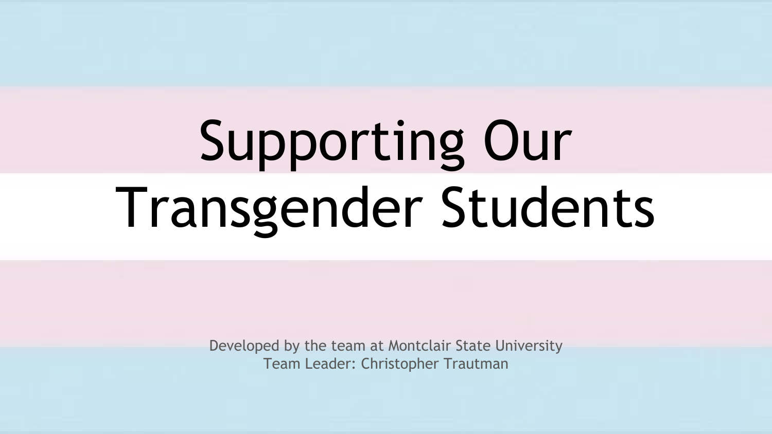# Supporting Our Transgender Students

Developed by the team at Montclair State University
Team Leader: Christopher Trautman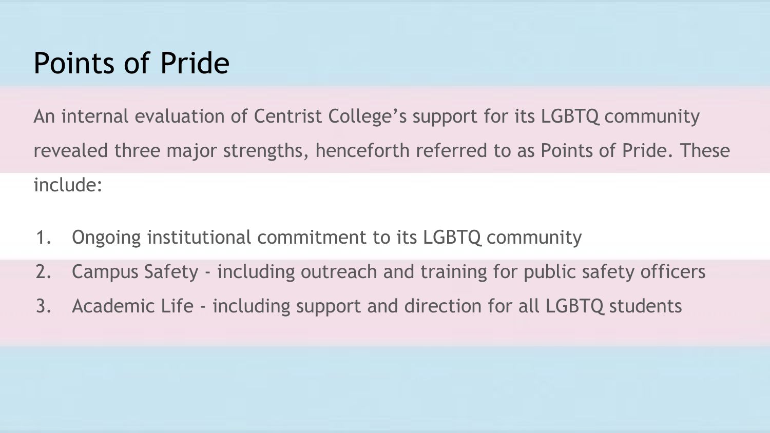# Points of Pride

An internal evaluation of Centrist College's support for its LGBTQ community revealed three major strengths, henceforth referred to as Points of Pride. These include:

1. Ongoing institutional commitment to its LGBTQ community
2. Campus Safety - including outreach and training for public safety officers
3. Academic Life - including support and direction for all LGBTQ students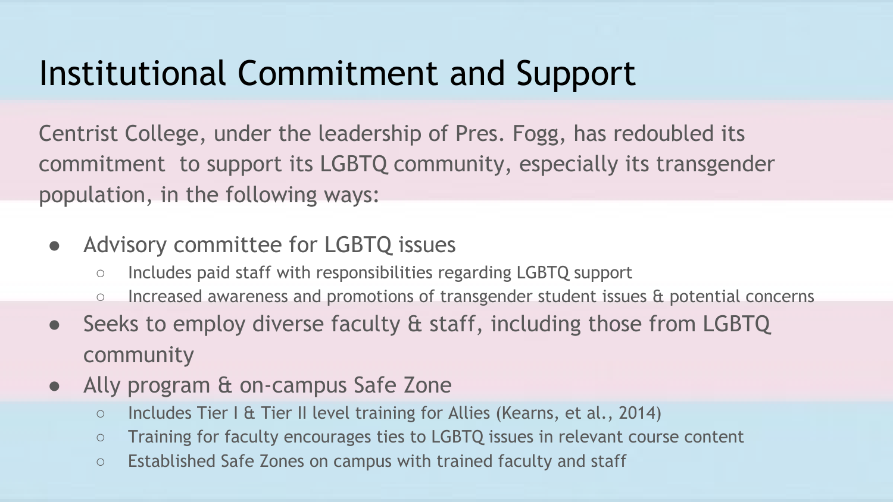# Institutional Commitment and Support

Centrist College, under the leadership of Pres. Fogg, has redoubled its commitment to support its LGBTQ community, especially its transgender population, in the following ways:

- Advisory committee for LGBTQ issues
  - Includes paid staff with responsibilities regarding LGBTQ support
  - Increased awareness and promotions of transgender student issues & potential concerns
- Seeks to employ diverse faculty & staff, including those from LGBTQ community
- Ally program & on-campus Safe Zone
  - Includes Tier I & Tier II level training for Allies (Kearns, et al., 2014)
  - Training for faculty encourages ties to LGBTQ issues in relevant course content
  - Established Safe Zones on campus with trained faculty and staff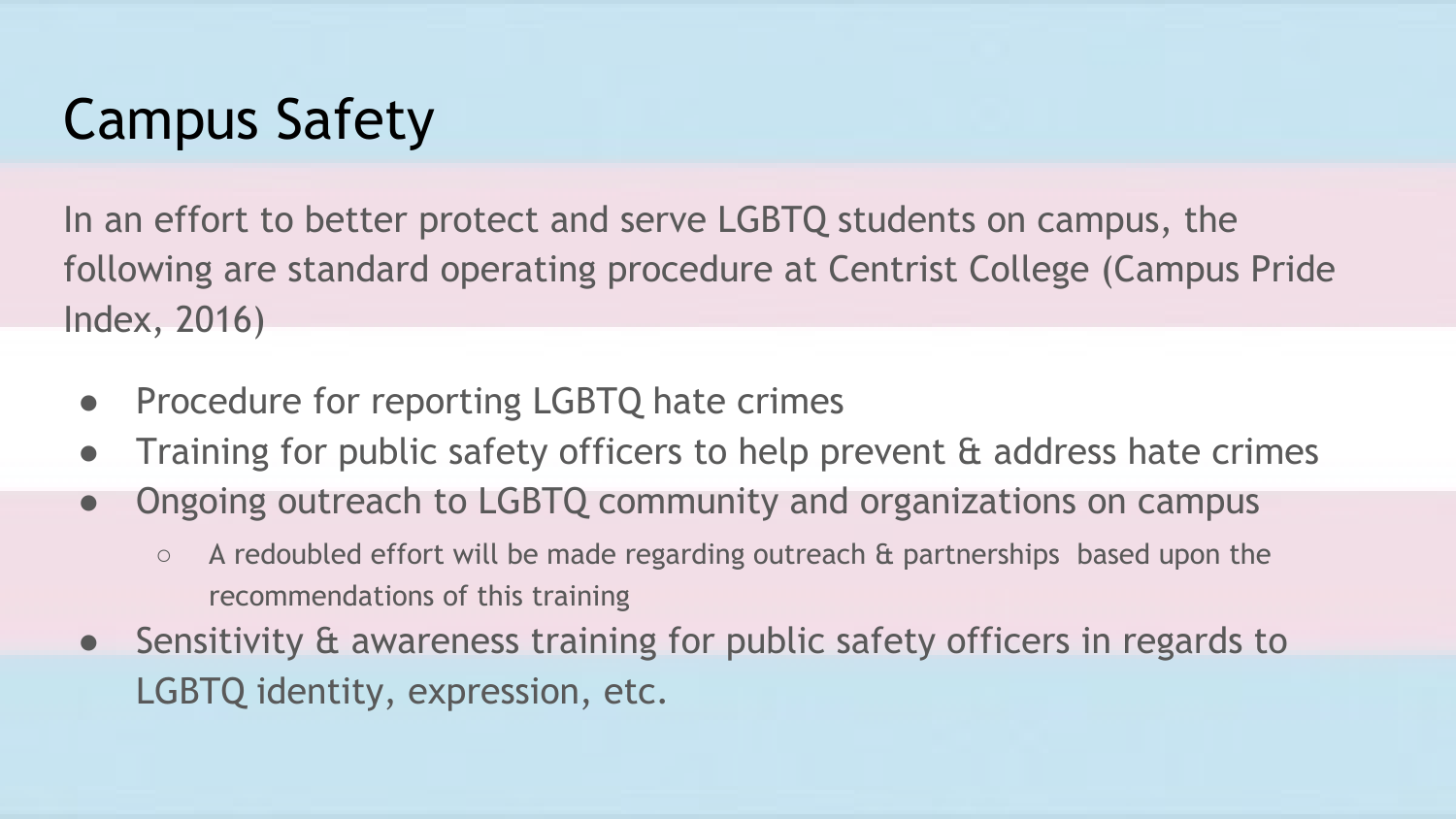# Campus Safety

In an effort to better protect and serve LGBTQ students on campus, the following are standard operating procedure at Centrist College (Campus Pride Index, 2016)

- Procedure for reporting LGBTQ hate crimes
- Training for public safety officers to help prevent & address hate crimes
- Ongoing outreach to LGBTQ community and organizations on campus
  - A redoubled effort will be made regarding outreach & partnerships based upon the recommendations of this training
- Sensitivity & awareness training for public safety officers in regards to LGBTQ identity, expression, etc.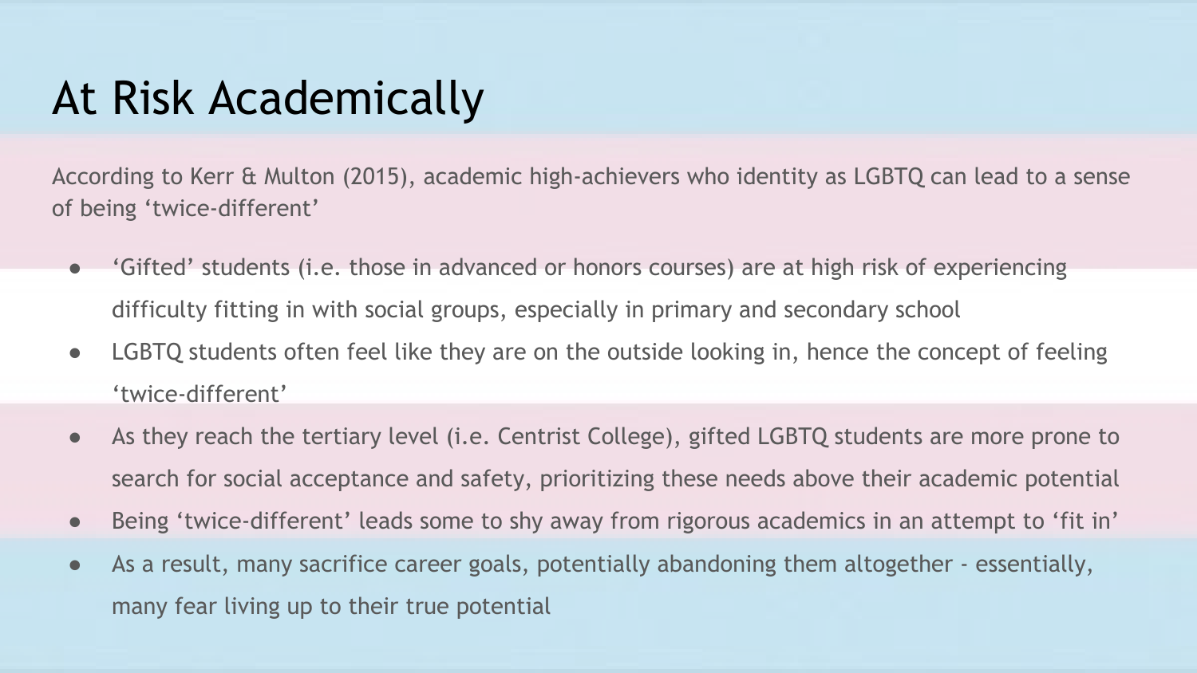# At Risk Academically

According to Kerr & Multon (2015), academic high-achievers who identity as LGBTQ can lead to a sense of being 'twice-different'

- 'Gifted' students (i.e. those in advanced or honors courses) are at high risk of experiencing difficulty fitting in with social groups, especially in primary and secondary school
- LGBTQ students often feel like they are on the outside looking in, hence the concept of feeling 'twice-different'
- As they reach the tertiary level (i.e. Centrist College), gifted LGBTQ students are more prone to search for social acceptance and safety, prioritizing these needs above their academic potential
- Being 'twice-different' leads some to shy away from rigorous academics in an attempt to 'fit in'
- As a result, many sacrifice career goals, potentially abandoning them altogether - essentially, many fear living up to their true potential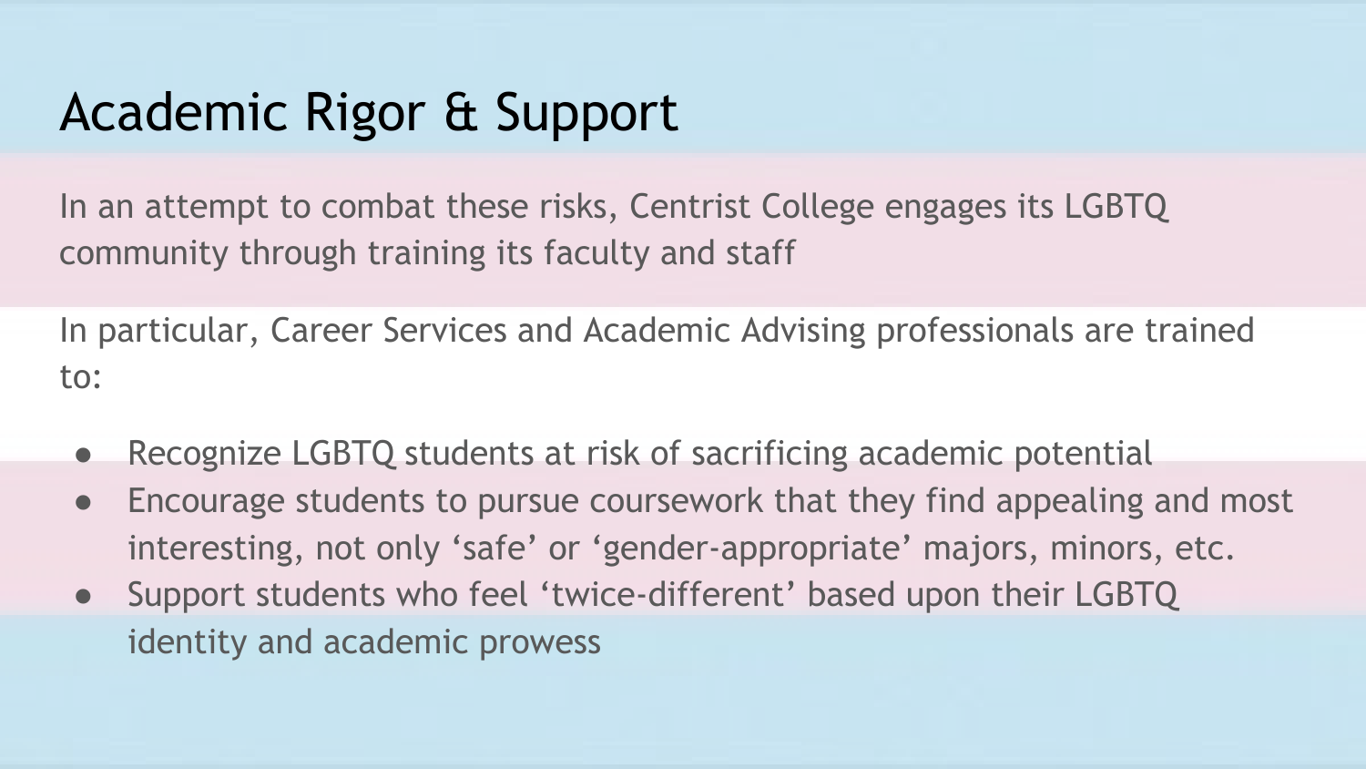# Academic Rigor & Support

In an attempt to combat these risks, Centrist College engages its LGBTQ community through training its faculty and staff

In particular, Career Services and Academic Advising professionals are trained to:

- Recognize LGBTQ students at risk of sacrificing academic potential
- Encourage students to pursue coursework that they find appealing and most interesting, not only ‘safe’ or ‘gender-appropriate’ majors, minors, etc.
- Support students who feel ‘twice-different’ based upon their LGBTQ identity and academic prowess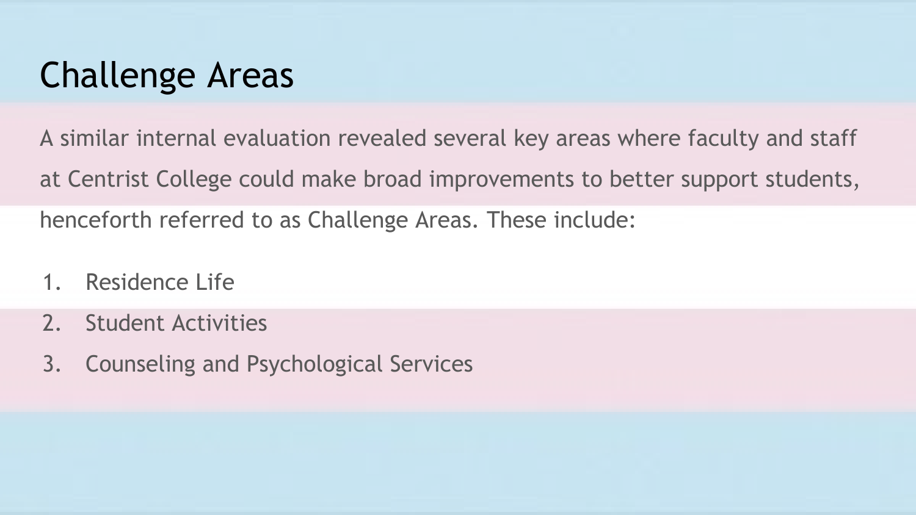# Challenge Areas

A similar internal evaluation revealed several key areas where faculty and staff at Centrist College could make broad improvements to better support students, henceforth referred to as Challenge Areas. These include:

1. Residence Life
2. Student Activities
3. Counseling and Psychological Services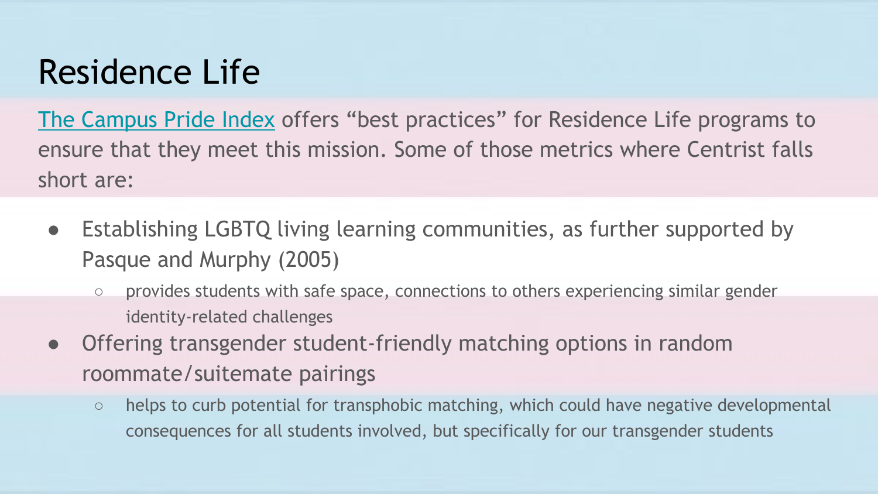# Residence Life

The Campus Pride Index offers “best practices” for Residence Life programs to ensure that they meet this mission. Some of those metrics where Centrist falls short are:

- Establishing LGBTQ living learning communities, as further supported by Pasque and Murphy (2005)
  - provides students with safe space, connections to others experiencing similar gender identity-related challenges
- Offering transgender student-friendly matching options in random roommate/suitemate pairings
  - helps to curb potential for transphobic matching, which could have negative developmental consequences for all students involved, but specifically for our transgender students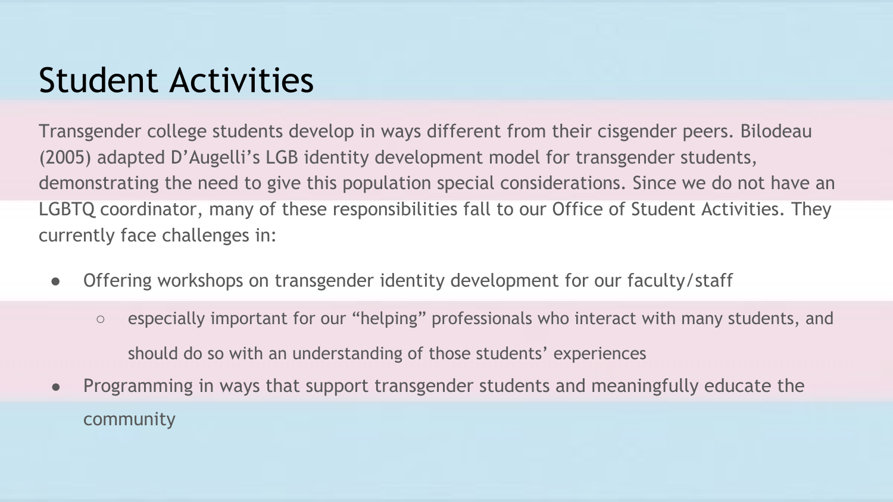# Student Activities

Transgender college students develop in ways different from their cisgender peers. Bilodeau (2005) adapted D'Augelli's LGB identity development model for transgender students, demonstrating the need to give this population special considerations. Since we do not have an LGBTQ coordinator, many of these responsibilities fall to our Office of Student Activities. They currently face challenges in:

- Offering workshops on transgender identity development for our faculty/staff
  - especially important for our "helping" professionals who interact with many students, and should do so with an understanding of those students' experiences
- Programming in ways that support transgender students and meaningfully educate the community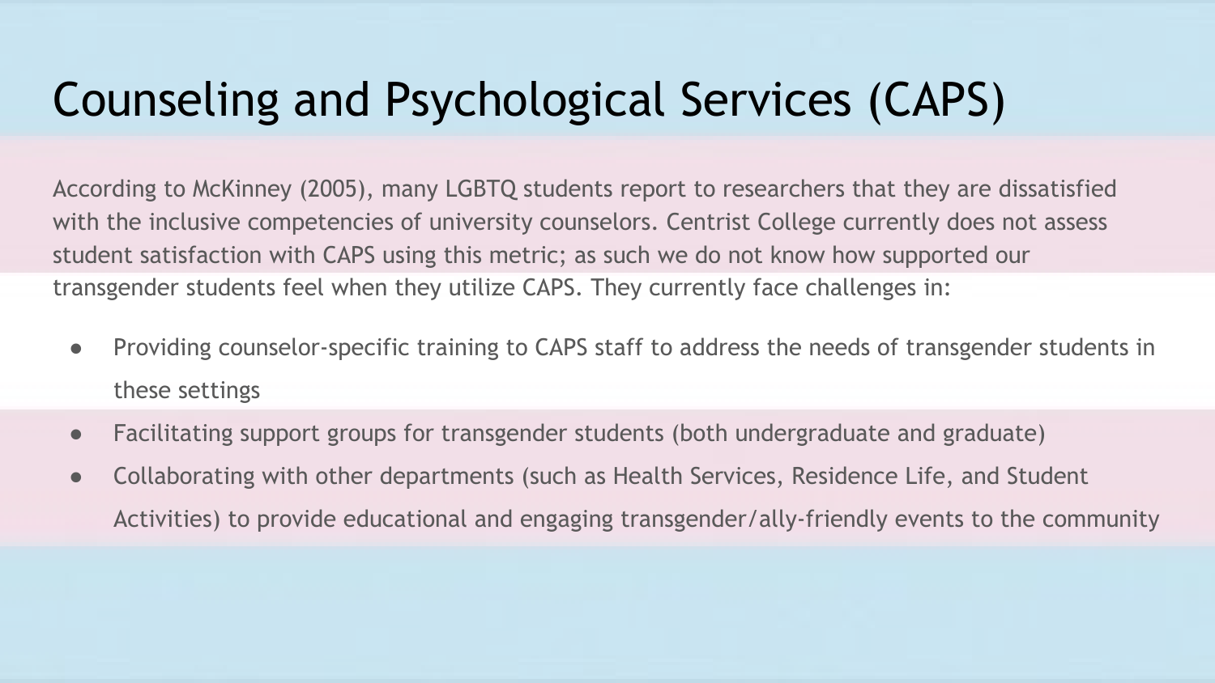# Counseling and Psychological Services (CAPS)

According to McKinney (2005), many LGBTQ students report to researchers that they are dissatisfied with the inclusive competencies of university counselors. Centrist College currently does not assess student satisfaction with CAPS using this metric; as such we do not know how supported our transgender students feel when they utilize CAPS. They currently face challenges in:

- Providing counselor-specific training to CAPS staff to address the needs of transgender students in these settings
- Facilitating support groups for transgender students (both undergraduate and graduate)
- Collaborating with other departments (such as Health Services, Residence Life, and Student Activities) to provide educational and engaging transgender/ally-friendly events to the community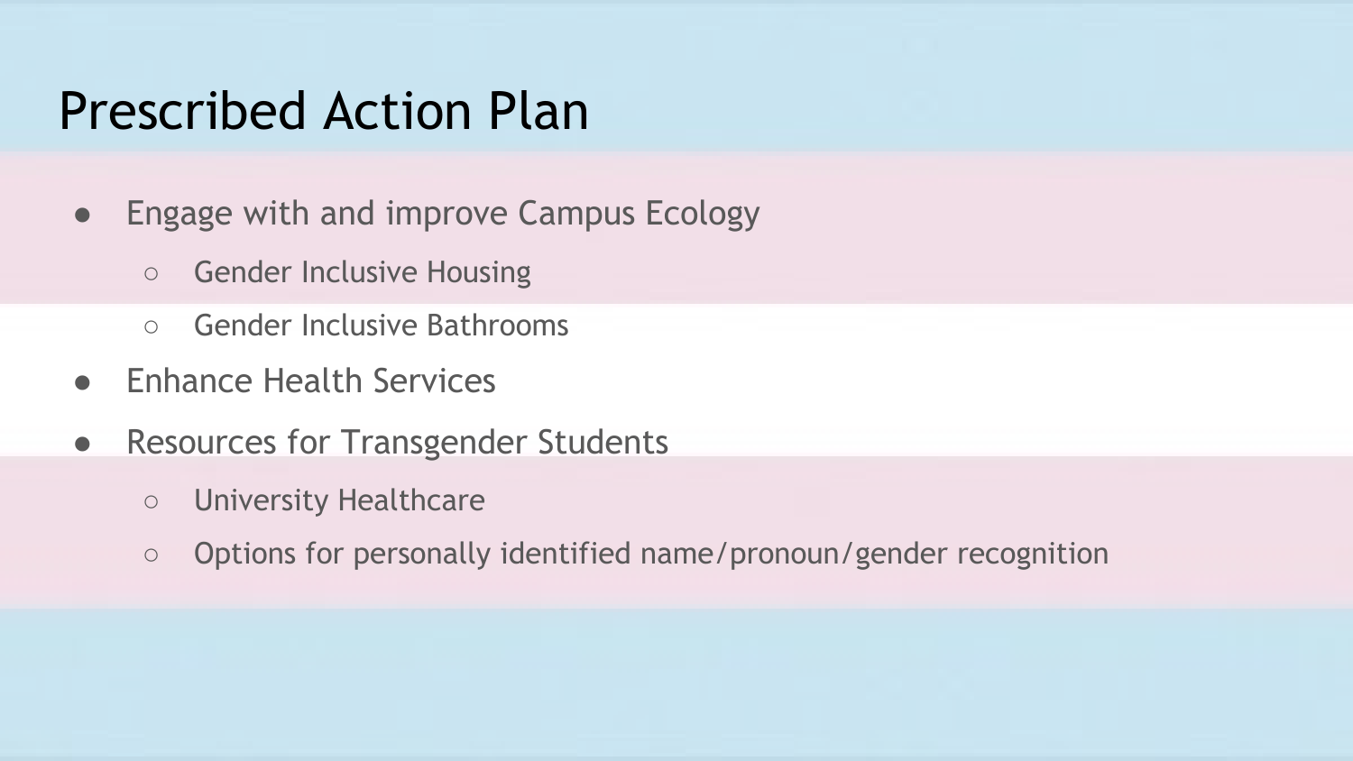# Prescribed Action Plan

- Engage with and improve Campus Ecology
  - Gender Inclusive Housing
  - Gender Inclusive Bathrooms
- Enhance Health Services
- Resources for Transgender Students
  - University Healthcare
  - Options for personally identified name/pronoun/gender recognition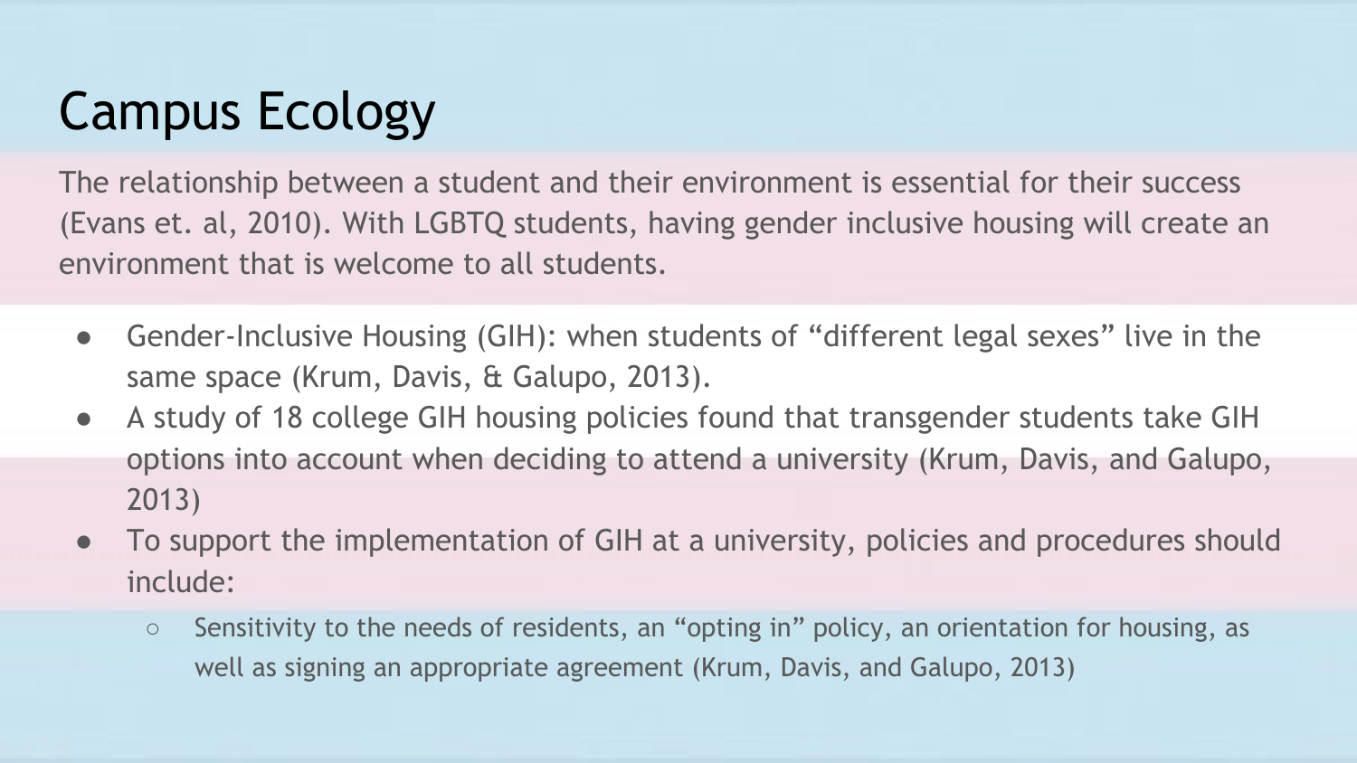# Campus Ecology

The relationship between a student and their environment is essential for their success (Evans et. al, 2010). With LGBTQ students, having gender inclusive housing will create an environment that is welcome to all students.

- Gender-Inclusive Housing (GIH): when students of “different legal sexes” live in the same space (Krum, Davis, & Galupo, 2013).
- A study of 18 college GIH housing policies found that transgender students take GIH options into account when deciding to attend a university (Krum, Davis, and Galupo, 2013)
- To support the implementation of GIH at a university, policies and procedures should include:
  - Sensitivity to the needs of residents, an “opting in” policy, an orientation for housing, as well as signing an appropriate agreement (Krum, Davis, and Galupo, 2013)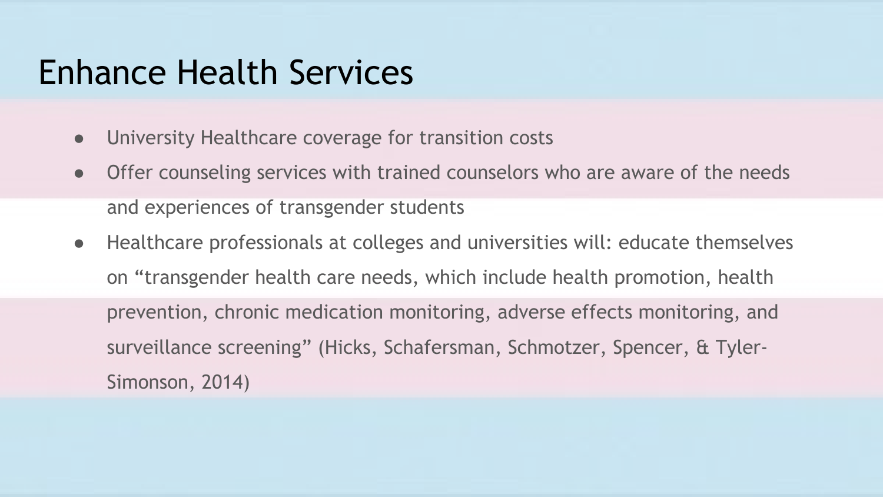# Enhance Health Services

- University Healthcare coverage for transition costs
- Offer counseling services with trained counselors who are aware of the needs and experiences of transgender students
- Healthcare professionals at colleges and universities will: educate themselves on "transgender health care needs, which include health promotion, health prevention, chronic medication monitoring, adverse effects monitoring, and surveillance screening" (Hicks, Schafersman, Schmotzer, Spencer, & Tyler-Simonson, 2014)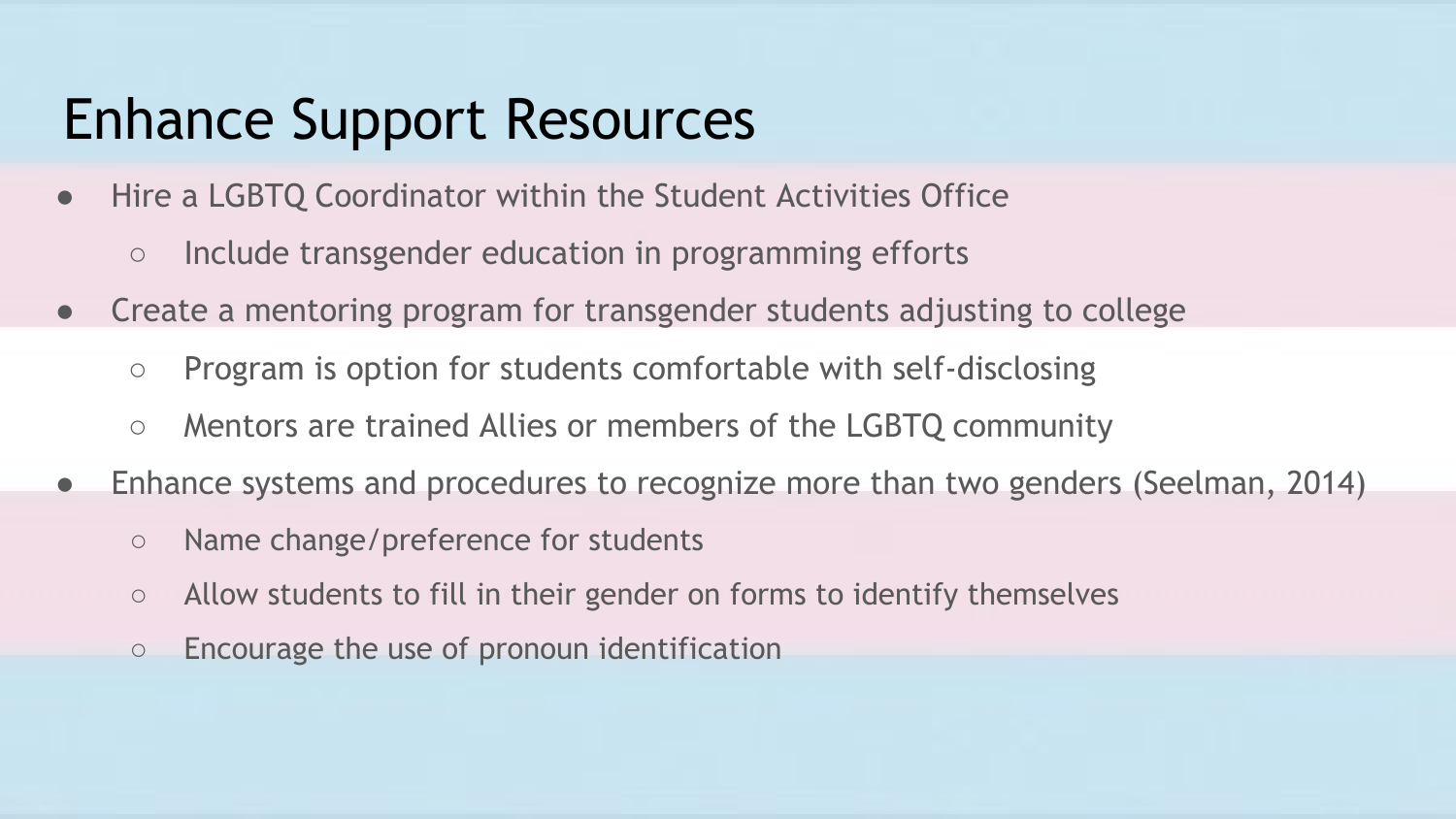# Enhance Support Resources

- Hire a LGBTQ Coordinator within the Student Activities Office
  - Include transgender education in programming efforts
- Create a mentoring program for transgender students adjusting to college
  - Program is option for students comfortable with self-disclosing
  - Mentors are trained Allies or members of the LGBTQ community
- Enhance systems and procedures to recognize more than two genders (Seelman, 2014)
  - Name change/preference for students
  - Allow students to fill in their gender on forms to identify themselves
  - Encourage the use of pronoun identification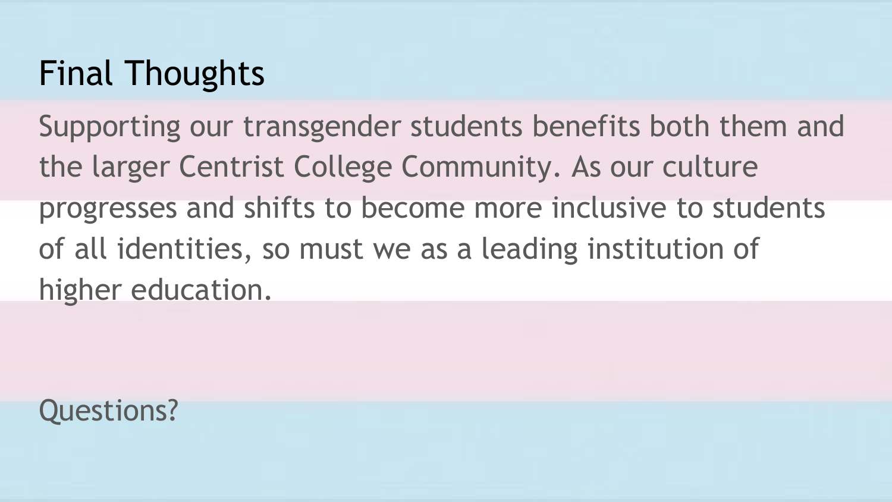# Final Thoughts

Supporting our transgender students benefits both them and the larger Centrist College Community. As our culture progresses and shifts to become more inclusive to students of all identities, so must we as a leading institution of higher education.

Questions?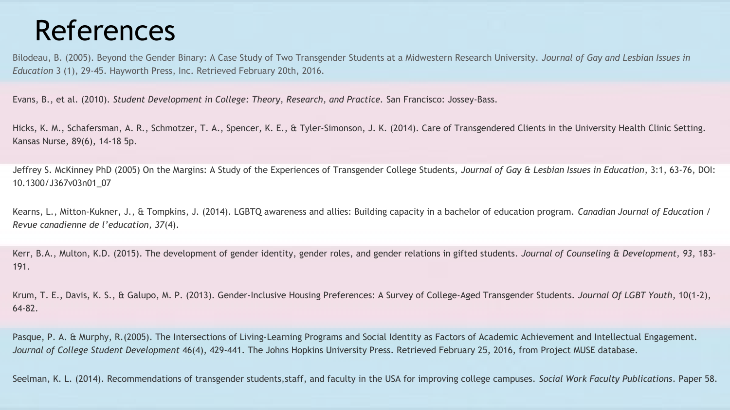# References

Bilodeau, B. (2005). Beyond the Gender Binary: A Case Study of Two Transgender Students at a Midwestern Research University. *Journal of Gay and Lesbian Issues in Education* 3 (1), 29-45. Hayworth Press, Inc. Retrieved February 20th, 2016.

Evans, B., et al. (2010). *Student Development in College: Theory, Research, and Practice.* San Francisco: Jossey-Bass.

Hicks, K. M., Schafersman, A. R., Schmotzer, T. A., Spencer, K. E., & Tyler-Simonson, J. K. (2014). Care of Transgendered Clients in the University Health Clinic Setting. Kansas Nurse, 89(6), 14-18 5p.

Jeffrey S. McKinney PhD (2005) On the Margins: A Study of the Experiences of Transgender College Students, *Journal of Gay & Lesbian Issues in Education*, 3:1, 63-76, DOI: 10.1300/J367v03n01_07

Kearns, L., Mitton-Kukner, J., & Tompkins, J. (2014). LGBTQ awareness and allies: Building capacity in a bachelor of education program. *Canadian Journal of Education / Revue canadienne de l'education, 37*(4).

Kerr, B.A., Multon, K.D. (2015). The development of gender identity, gender roles, and gender relations in gifted students. *Journal of Counseling & Development, 93*, 183-191.

Krum, T. E., Davis, K. S., & Galupo, M. P. (2013). Gender-Inclusive Housing Preferences: A Survey of College-Aged Transgender Students. *Journal Of LGBT Youth*, 10(1-2), 64-82.

Pasque, P. A. & Murphy, R.(2005). The Intersections of Living-Learning Programs and Social Identity as Factors of Academic Achievement and Intellectual Engagement. *Journal of College Student Development* 46(4), 429-441. The Johns Hopkins University Press. Retrieved February 25, 2016, from Project MUSE database.

Seelman, K. L. (2014). Recommendations of transgender students,staff, and faculty in the USA for improving college campuses. *Social Work Faculty Publications*. Paper 58.